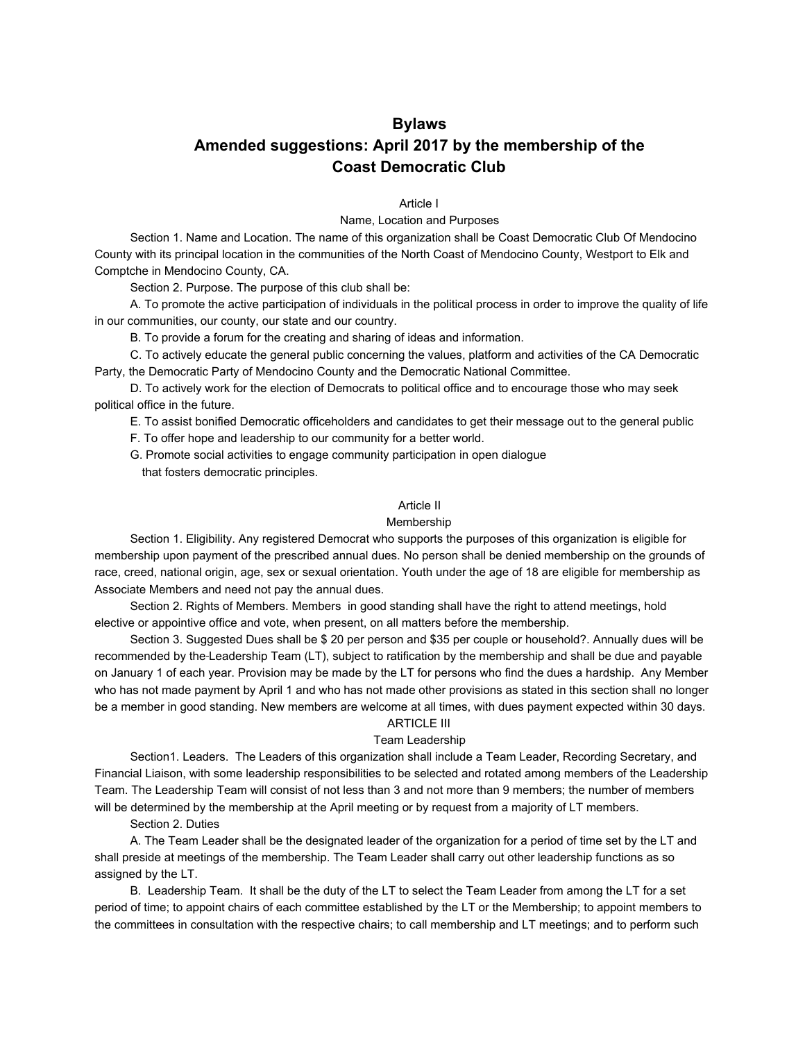# Bylaws

## Amended suggestions: April 2017 by the membership of the Coast Democratic Club

### Article I

### Name, Location and Purposes

Section 1. Name and Location. The name of this organization shall be Coast Democratic Club Of Mendocino County with its principal location in the communities of the North Coast of Mendocino County, Westport to Elk and Comptche in Mendocino County, CA.

Section 2. Purpose. The purpose of this club shall be:

A. To promote the active participation of individuals in the political process in order to improve the quality of life in our communities, our county, our state and our country.

B. To provide a forum for the creating and sharing of ideas and information.

C. To actively educate the general public concerning the values, platform and activities of the CA Democratic Party, the Democratic Party of Mendocino County and the Democratic National Committee.

D. To actively work for the election of Democrats to political office and to encourage those who may seek political office in the future.

E. To assist bonified Democratic officeholders and candidates to get their message out to the general public

F. To offer hope and leadership to our community for a better world.

G. Promote social activities to engage community participation in open dialogue that fosters democratic principles.

### Article II

### Membership

Section 1. Eligibility. Any registered Democrat who supports the purposes of this organization is eligible for membership upon payment of the prescribed annual dues. No person shall be denied membership on the grounds of race, creed, national origin, age, sex or sexual orientation. Youth under the age of 18 are eligible for membership as Associate Members and need not pay the annual dues.

Section 2. Rights of Members. Members in good standing shall have the right to attend meetings, hold elective or appointive office and vote, when present, on all matters before the membership.

Section 3. Suggested Dues shall be $ 20 per person and $35 per couple or household?. Annually dues will be recommended by the Leadership Team (LT), subject to ratification by the membership and shall be due and payable on January 1 of each year. Provision may be made by the LT for persons who find the dues a hardship. Any Member who has not made payment by April 1 and who has not made other provisions as stated in this section shall no longer be a member in good standing. New members are welcome at all times, with dues payment expected within 30 days.

### ARTICLE III

### Team Leadership

Section1. Leaders. The Leaders of this organization shall include a Team Leader, Recording Secretary, and Financial Liaison, with some leadership responsibilities to be selected and rotated among members of the Leadership Team. The Leadership Team will consist of not less than 3 and not more than 9 members; the number of members will be determined by the membership at the April meeting or by request from a majority of LT members.

Section 2. Duties

A. The Team Leader shall be the designated leader of the organization for a period of time set by the LT and shall preside at meetings of the membership. The Team Leader shall carry out other leadership functions as so assigned by the LT.

B. Leadership Team. It shall be the duty of the LT to select the Team Leader from among the LT for a set period of time; to appoint chairs of each committee established by the LT or the Membership; to appoint members to the committees in consultation with the respective chairs; to call membership and LT meetings; and to perform such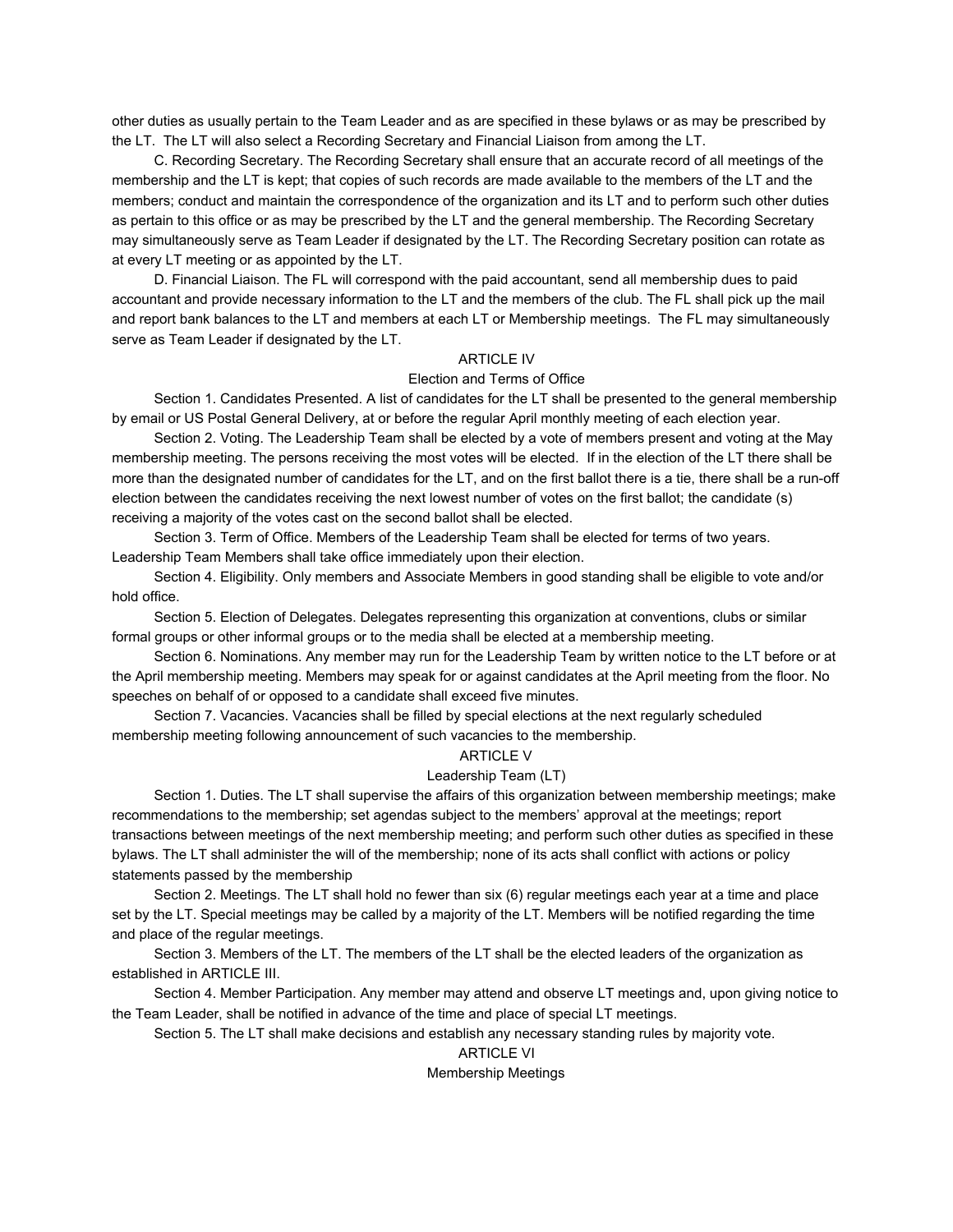other duties as usually pertain to the Team Leader and as are specified in these bylaws or as may be prescribed by the LT. The LT will also select a Recording Secretary and Financial Liaison from among the LT.

C. Recording Secretary. The Recording Secretary shall ensure that an accurate record of all meetings of the membership and the LT is kept; that copies of such records are made available to the members of the LT and the members; conduct and maintain the correspondence of the organization and its LT and to perform such other duties as pertain to this office or as may be prescribed by the LT and the general membership. The Recording Secretary may simultaneously serve as Team Leader if designated by the LT. The Recording Secretary position can rotate as at every LT meeting or as appointed by the LT.

D. Financial Liaison. The FL will correspond with the paid accountant, send all membership dues to paid accountant and provide necessary information to the LT and the members of the club. The FL shall pick up the mail and report bank balances to the LT and members at each LT or Membership meetings. The FL may simultaneously serve as Team Leader if designated by the LT.

## ARTICLE IV
### Election and Terms of Office

Section 1. Candidates Presented. A list of candidates for the LT shall be presented to the general membership by email or US Postal General Delevery, at or before the regular April monthly meeting of each election year.

Section 2. Voting. The Leadership Team shall be elected by a vote of members present and voting at the May membership meeting. The persons receiving the most votes will be elected. If in the election of the LT there shall be more than the designated number of candidates for the LT, and on the first ballot there is a tie, there shall be a run-off election between the candidates receiving the next lowest number of votes on the first ballot; the candidate (s) receiving a majority of the votes cast on the second ballot shall be elected.

Section 3. Term of Office. Members of the Leadership Team shall be elected for terms of two years. Leadership Team Members shall take office immediately upon their election.

Section 4. Eligibility. Only members and Associate Members in good standing shall be eligible to vote and/or hold office.

Section 5. Election of Delegates. Delegates representing this organization at conventions, clubs or similar formal groups or other informal groups or to the media shall be elected at a membership meeting.

Section 6. Nominations. Any member may run for the Leadership Team by written notice to the LT before or at the April membership meeting. Members may speak for or against candidates at the April meeting from the floor. No speeches on behalf of or opposed to a candidate shall exceed five minutes.

Section 7. Vacancies. Vacancies shall be filled by special elections at the next regularly scheduled membership meeting following announcement of such vacancies to the membership.

## ARTICLE V
### Leadership Team (LT)

Section 1. Duties. The LT shall supervise the affairs of this organization between membership meetings; make recommendations to the membership; set agendas subject to the members' approval at the meetings; report transactions between meetings of the next membership meeting; and perform such other duties as specified in these bylaws. The LT shall administer the will of the membership; none of its acts shall conflict with actions or policy statements passed by the membership

Section 2. Meetings. The LT shall hold no fewer than six (6) regular meetings each year at a time and place set by the LT. Special meetings may be called by a majority of the LT. Members will be notified regarding the time and place of the regular meetings.

Section 3. Members of the LT. The members of the LT shall be the elected leaders of the organization as established in ARTICLE III.

Section 4. Member Participation. Any member may attend and observe LT meetings and, upon giving notice to the Team Leader, shall be notified in advance of the time and place of special LT meetings.

Section 5. The LT shall make decisions and establish any necessary standing rules by majority vote.

## ARTICLE VI
### Membership Meetings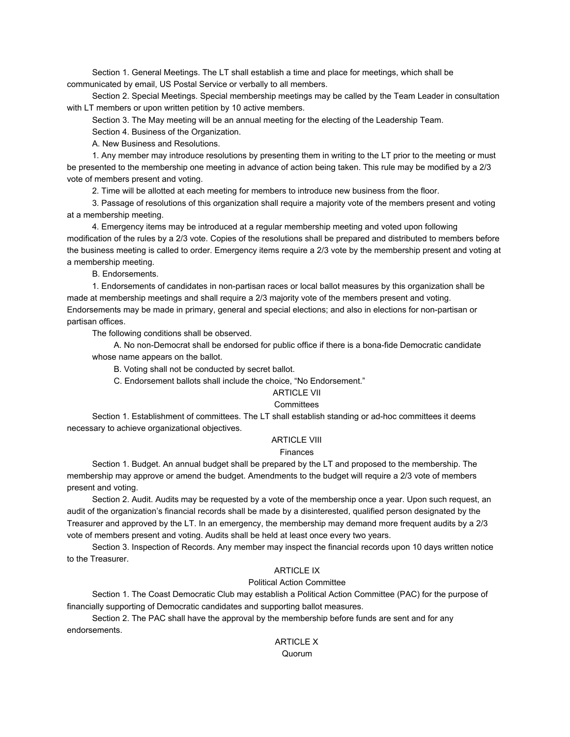Section 1. General Meetings. The LT shall establish a time and place for meetings, which shall be communicated by email, US Postal Service or verbally to all members.

Section 2. Special Meetings. Special membership meetings may be called by the Team Leader in consultation with LT members or upon written petition by 10 active members.

Section 3. The May meeting will be an annual meeting for the electing of the Leadership Team.

Section 4. Business of the Organization.

A. New Business and Resolutions.

1. Any member may introduce resolutions by presenting them in writing to the LT prior to the meeting or must be presented to the membership one meeting in advance of action being taken. This rule may be modified by a 2/3 vote of members present and voting.

2. Time will be allotted at each meeting for members to introduce new business from the floor.

3. Passage of resolutions of this organization shall require a majority vote of the members present and voting at a membership meeting.

4. Emergency items may be introduced at a regular membership meeting and voted upon following modification of the rules by a 2/3 vote. Copies of the resolutions shall be prepared and distributed to members before the business meeting is called to order. Emergency items require a 2/3 vote by the membership present and voting at a membership meeting.

B. Endorsements.

1. Endorsements of candidates in non-partisan races or local ballot measures by this organization shall be made at membership meetings and shall require a 2/3 majority vote of the members present and voting. Endorsements may be made in primary, general and special elections; and also in elections for non-partisan or partisan offices.

The following conditions shall be observed.

A. No non-Democrat shall be endorsed for public office if there is a bona-fide Democratic candidate whose name appears on the ballot.

B. Voting shall not be conducted by secret ballot.

C. Endorsement ballots shall include the choice, "No Endorsement."

## ARTICLE VII
## Committees

Section 1. Establishment of committees. The LT shall establish standing or ad-hoc committees it deems necessary to achieve organizational objectives.

## ARTICLE VIII
## Finances

Section 1. Budget. An annual budget shall be prepared by the LT and proposed to the membership. The membership may approve or amend the budget. Amendments to the budget will require a 2/3 vote of members present and voting.

Section 2. Audit. Audits may be requested by a vote of the membership once a year. Upon such request, an audit of the organization's financial records shall be made by a disinterested, qualified person designated by the Treasurer and approved by the LT. In an emergency, the membership may demand more frequent audits by a 2/3 vote of members present and voting. Audits shall be held at least once every two years.

Section 3. Inspection of Records. Any member may inspect the financial records upon 10 days written notice to the Treasurer.

## ARTICLE IX
## Political Action Committee

Section 1. The Coast Democratic Club may establish a Political Action Committee (PAC) for the purpose of financially supporting of Democratic candidates and supporting ballot measures.

Section 2. The PAC shall have the approval by the membership before funds are sent and for any endorsements.

## ARTICLE X
## Quorum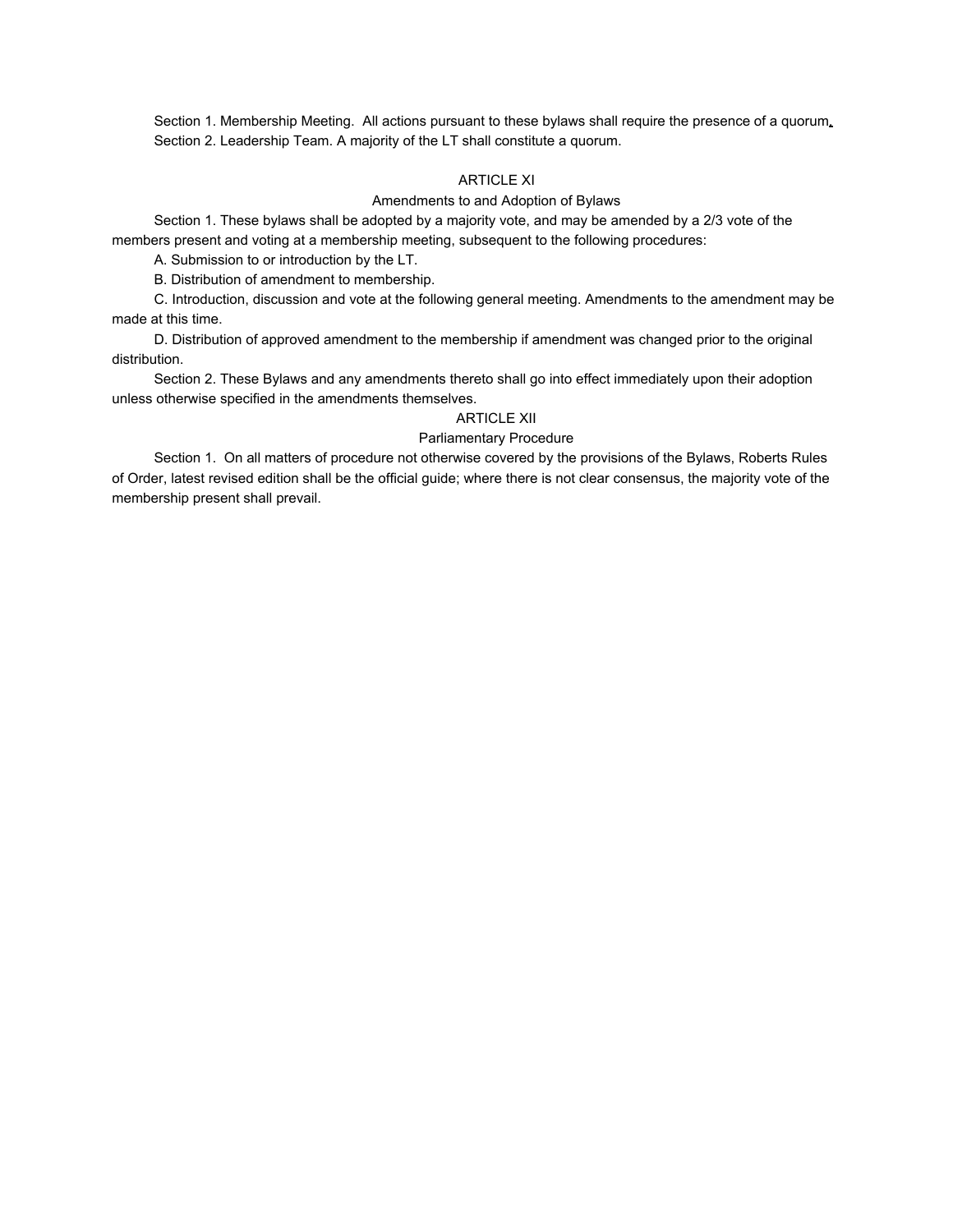Section 1. Membership Meeting. All actions pursuant to these bylaws shall require the presence of a quorum.

Section 2. Leadership Team. A majority of the LT shall constitute a quorum.

## ARTICLE XI

## Amendments to and Adoption of Bylaws

Section 1. These bylaws shall be adopted by a majority vote, and may be amended by a 2/3 vote of the members present and voting at a membership meeting, subsequent to the following procedures:

A. Submission to or introduction by the LT.

B. Distribution of amendment to membership.

C. Introduction, discussion and vote at the following general meeting. Amendments to the amendment may be made at this time.

D. Distribution of approved amendment to the membership if amendment was changed prior to the original distribution.

Section 2. These Bylaws and any amendments thereto shall go into effect immediately upon their adoption unless otherwise specified in the amendments themselves.

## ARTICLE XII

## Parliamentary Procedure

Section 1. On all matters of procedure not otherwise covered by the provisions of the Bylaws, Roberts Rules of Order, latest revised edition shall be the official guide; where there is not clear consensus, the majority vote of the membership present shall prevail.